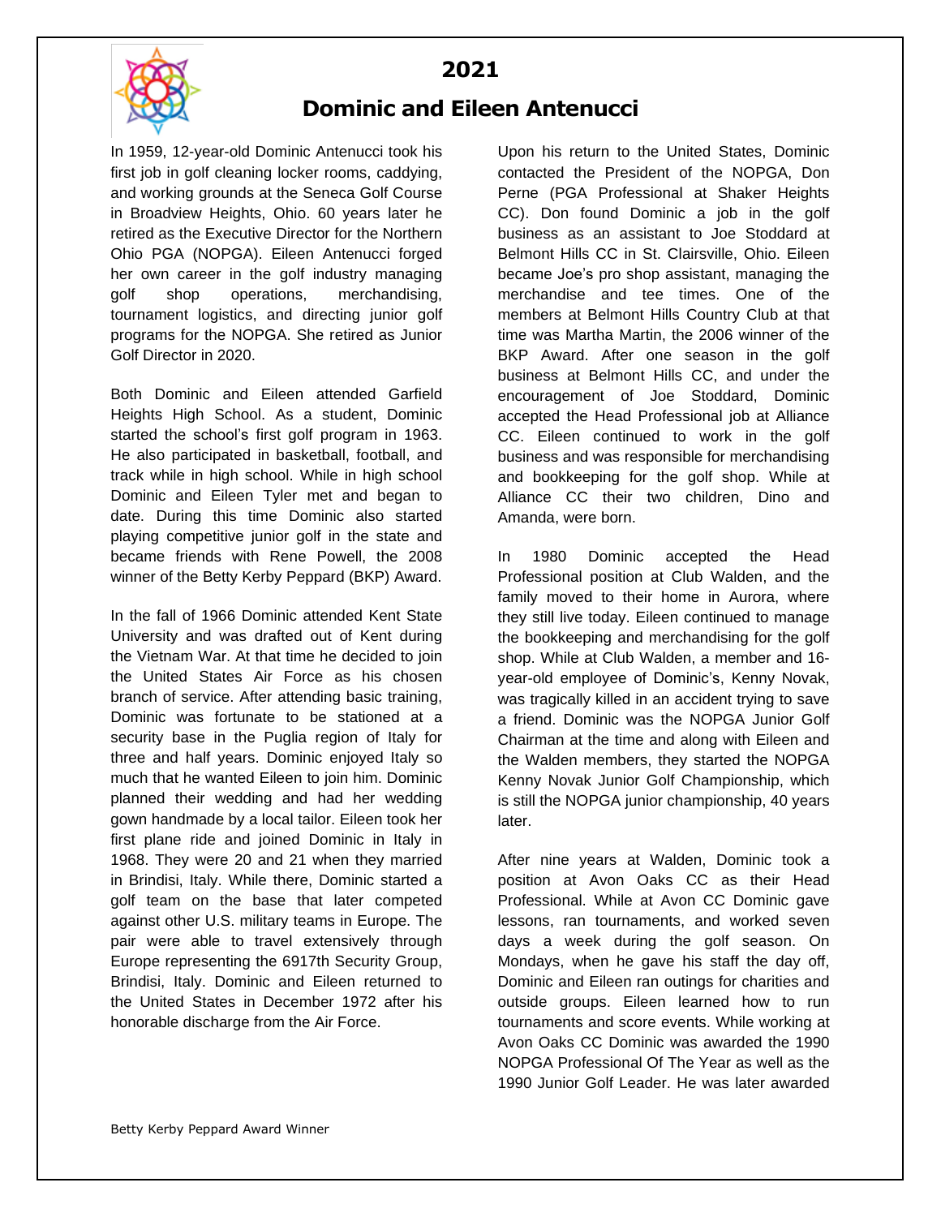# 2021

## Dominic and Eileen Antenucci

In 1959, 12-year-old Dominic Antenucci took his first job in golf cleaning locker rooms, caddying, and working grounds at the Seneca Golf Course in Broadview Heights, Ohio. 60 years later he retired as the Executive Director for the Northern Ohio PGA (NOPGA). Eileen Antenucci forged her own career in the golf industry managing golf shop operations, merchandising, tournament logistics, and directing junior golf programs for the NOPGA. She retired as Junior Golf Director in 2020.

Both Dominic and Eileen attended Garfield Heights High School. As a student, Dominic started the school's first golf program in 1963. He also participated in basketball, football, and track while in high school. While in high school Dominic and Eileen Tyler met and began to date. During this time Dominic also started playing competitive junior golf in the state and became friends with Rene Powell, the 2008 winner of the Betty Kerby Peppard (BKP) Award.

In the fall of 1966 Dominic attended Kent State University and was drafted out of Kent during the Vietnam War. At that time he decided to join the United States Air Force as his chosen branch of service. After attending basic training, Dominic was fortunate to be stationed at a security base in the Puglia region of Italy for three and half years. Dominic enjoyed Italy so much that he wanted Eileen to join him. Dominic planned their wedding and had her wedding gown handmade by a local tailor. Eileen took her first plane ride and joined Dominic in Italy in 1968. They were 20 and 21 when they married in Brindisi, Italy. While there, Dominic started a golf team on the base that later competed against other U.S. military teams in Europe. The pair were able to travel extensively through Europe representing the 6917th Security Group, Brindisi, Italy. Dominic and Eileen returned to the United States in December 1972 after his honorable discharge from the Air Force.

Upon his return to the United States, Dominic contacted the President of the NOPGA, Don Perne (PGA Professional at Shaker Heights CC). Don found Dominic a job in the golf business as an assistant to Joe Stoddard at Belmont Hills CC in St. Clairsville, Ohio. Eileen became Joe's pro shop assistant, managing the merchandise and tee times. One of the members at Belmont Hills Country Club at that time was Martha Martin, the 2006 winner of the BKP Award. After one season in the golf business at Belmont Hills CC, and under the encouragement of Joe Stoddard, Dominic accepted the Head Professional job at Alliance CC. Eileen continued to work in the golf business and was responsible for merchandising and bookkeeping for the golf shop. While at Alliance CC their two children, Dino and Amanda, were born.

In 1980 Dominic accepted the Head Professional position at Club Walden, and the family moved to their home in Aurora, where they still live today. Eileen continued to manage the bookkeeping and merchandising for the golf shop. While at Club Walden, a member and 16-year-old employee of Dominic's, Kenny Novak, was tragically killed in an accident trying to save a friend. Dominic was the NOPGA Junior Golf Chairman at the time and along with Eileen and the Walden members, they started the NOPGA Kenny Novak Junior Golf Championship, which is still the NOPGA junior championship, 40 years later.

After nine years at Walden, Dominic took a position at Avon Oaks CC as their Head Professional. While at Avon CC Dominic gave lessons, ran tournaments, and worked seven days a week during the golf season. On Mondays, when he gave his staff the day off, Dominic and Eileen ran outings for charities and outside groups. Eileen learned how to run tournaments and score events. While working at Avon Oaks CC Dominic was awarded the 1990 NOPGA Professional Of The Year as well as the 1990 Junior Golf Leader. He was later awarded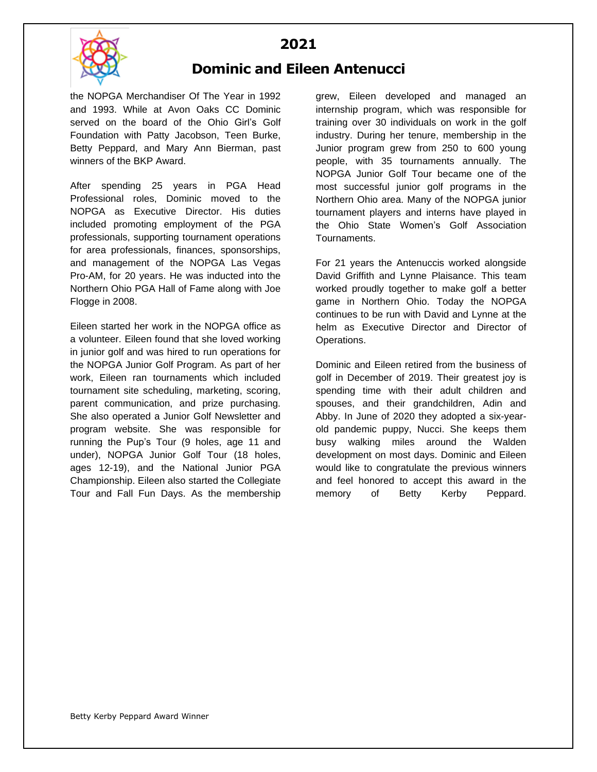# 2021

## Dominic and Eileen Antenucci

the NOPGA Merchandiser Of The Year in 1992 and 1993. While at Avon Oaks CC Dominic served on the board of the Ohio Girl's Golf Foundation with Patty Jacobson, Teen Burke, Betty Peppard, and Mary Ann Bierman, past winners of the BKP Award.

After spending 25 years in PGA Head Professional roles, Dominic moved to the NOPGA as Executive Director. His duties included promoting employment of the PGA professionals, supporting tournament operations for area professionals, finances, sponsorships, and management of the NOPGA Las Vegas Pro-AM, for 20 years. He was inducted into the Northern Ohio PGA Hall of Fame along with Joe Flogge in 2008.

Eileen started her work in the NOPGA office as a volunteer. Eileen found that she loved working in junior golf and was hired to run operations for the NOPGA Junior Golf Program. As part of her work, Eileen ran tournaments which included tournament site scheduling, marketing, scoring, parent communication, and prize purchasing. She also operated a Junior Golf Newsletter and program website. She was responsible for running the Pup's Tour (9 holes, age 11 and under), NOPGA Junior Golf Tour (18 holes, ages 12-19), and the National Junior PGA Championship. Eileen also started the Collegiate Tour and Fall Fun Days. As the membership grew, Eileen developed and managed an internship program, which was responsible for training over 30 individuals on work in the golf industry. During her tenure, membership in the Junior program grew from 250 to 600 young people, with 35 tournaments annually. The NOPGA Junior Golf Tour became one of the most successful junior golf programs in the Northern Ohio area. Many of the NOPGA junior tournament players and interns have played in the Ohio State Women's Golf Association Tournaments.

For 21 years the Antenuccis worked alongside David Griffith and Lynne Plaisance. This team worked proudly together to make golf a better game in Northern Ohio. Today the NOPGA continues to be run with David and Lynne at the helm as Executive Director and Director of Operations.

Dominic and Eileen retired from the business of golf in December of 2019. Their greatest joy is spending time with their adult children and spouses, and their grandchildren, Adin and Abby. In June of 2020 they adopted a six-year-old pandemic puppy, Nucci. She keeps them busy walking miles around the Walden development on most days. Dominic and Eileen would like to congratulate the previous winners and feel honored to accept this award in the memory of Betty Kerby Peppard.

Betty Kerby Peppard Award Winner